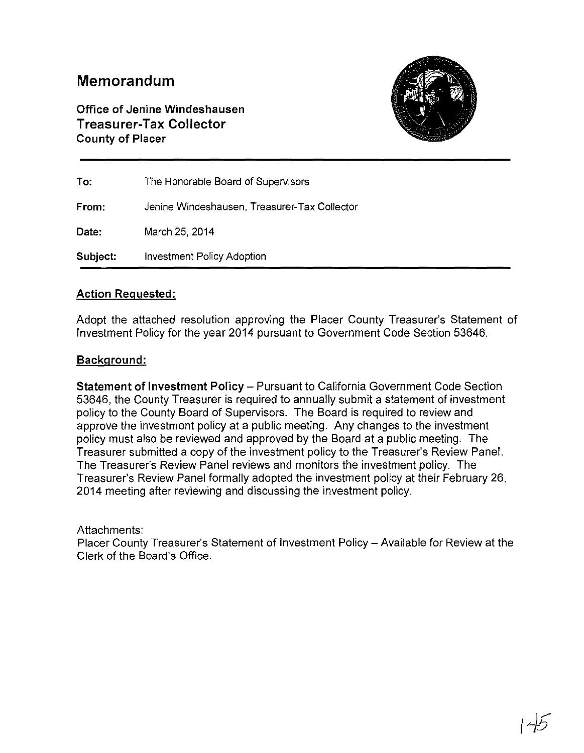# Memorandum

**Office of Jenine Windeshausen**
**Treasurer-Tax Collector**
**County of Placer**

| | |
|---|---|
| **To:** | The Honorable Board of Supervisors |
| **From:** | Jenine Windeshausen, Treasurer-Tax Collector |
| **Date:** | March 25, 2014 |
| **Subject:** | Investment Policy Adoption |

## Action Requested:

Adopt the attached resolution approving the Placer County Treasurer's Statement of Investment Policy for the year 2014 pursuant to Government Code Section 53646.

## Background:

**Statement of Investment Policy** – Pursuant to California Government Code Section 53646, the County Treasurer is required to annually submit a statement of investment policy to the County Board of Supervisors. The Board is required to review and approve the investment policy at a public meeting. Any changes to the investment policy must also be reviewed and approved by the Board at a public meeting. The Treasurer submitted a copy of the investment policy to the Treasurer's Review Panel. The Treasurer's Review Panel reviews and monitors the investment policy. The Treasurer's Review Panel formally adopted the investment policy at their February 26, 2014 meeting after reviewing and discussing the investment policy.

Attachments:
Placer County Treasurer's Statement of Investment Policy – Available for Review at the Clerk of the Board's Office.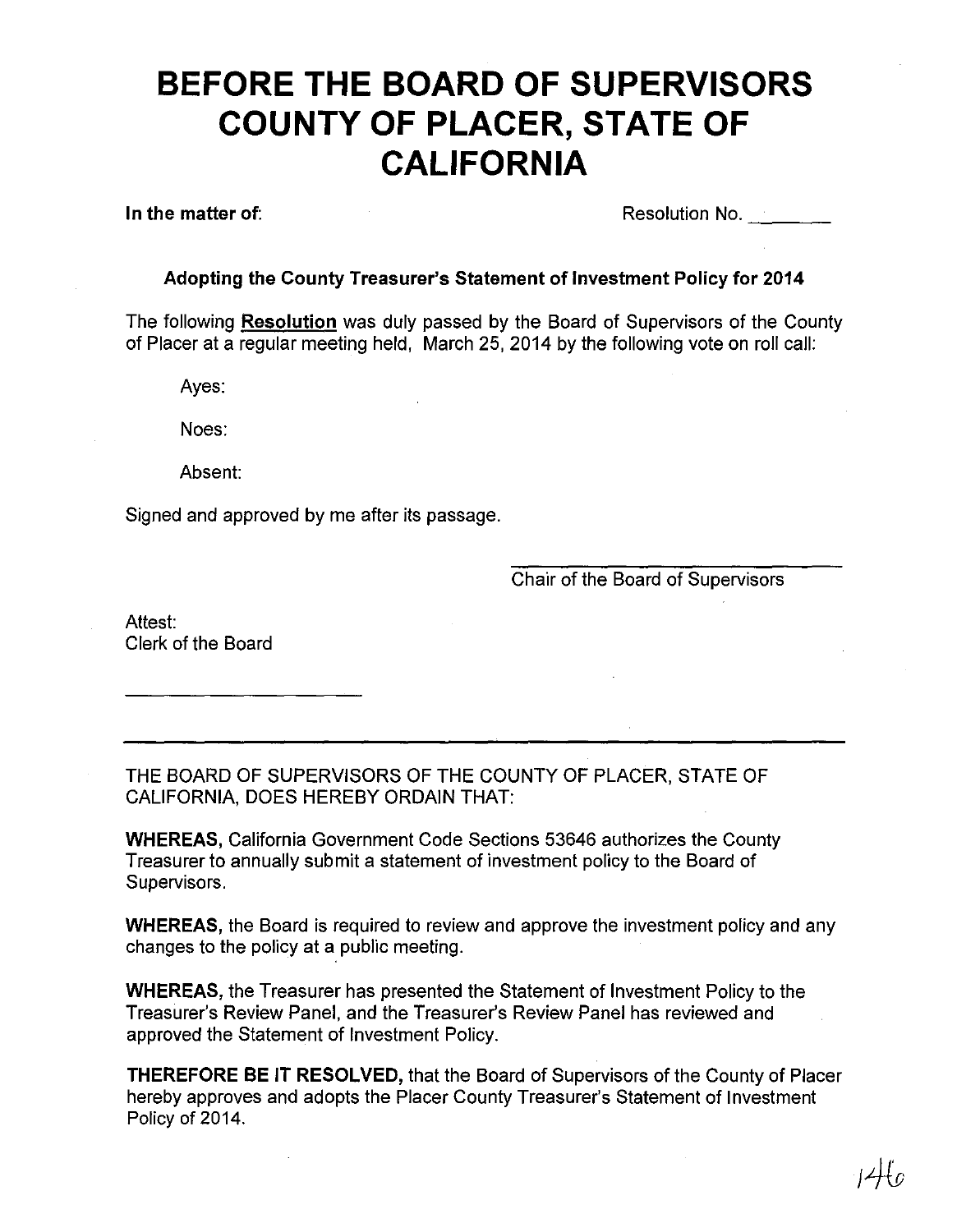# BEFORE THE BOARD OF SUPERVISORS COUNTY OF PLACER, STATE OF CALIFORNIA

**In the matter of:**

Resolution No. _______

**Adopting the County Treasurer's Statement of Investment Policy for 2014**

The following **Resolution** was duly passed by the Board of Supervisors of the County of Placer at a regular meeting held, March 25, 2014 by the following vote on roll call:

Ayes:

Noes:

Absent:

Signed and approved by me after its passage.

_____________________________
Chair of the Board of Supervisors

Attest:
Clerk of the Board

_____________________

---

THE BOARD OF SUPERVISORS OF THE COUNTY OF PLACER, STATE OF CALIFORNIA, DOES HEREBY ORDAIN THAT:

**WHEREAS,** California Government Code Sections 53646 authorizes the County Treasurer to annually submit a statement of investment policy to the Board of Supervisors.

**WHEREAS,** the Board is required to review and approve the investment policy and any changes to the policy at a public meeting.

**WHEREAS,** the Treasurer has presented the Statement of Investment Policy to the Treasurer's Review Panel, and the Treasurer's Review Panel has reviewed and approved the Statement of Investment Policy.

**THEREFORE BE IT RESOLVED,** that the Board of Supervisors of the County of Placer hereby approves and adopts the Placer County Treasurer's Statement of Investment Policy of 2014.